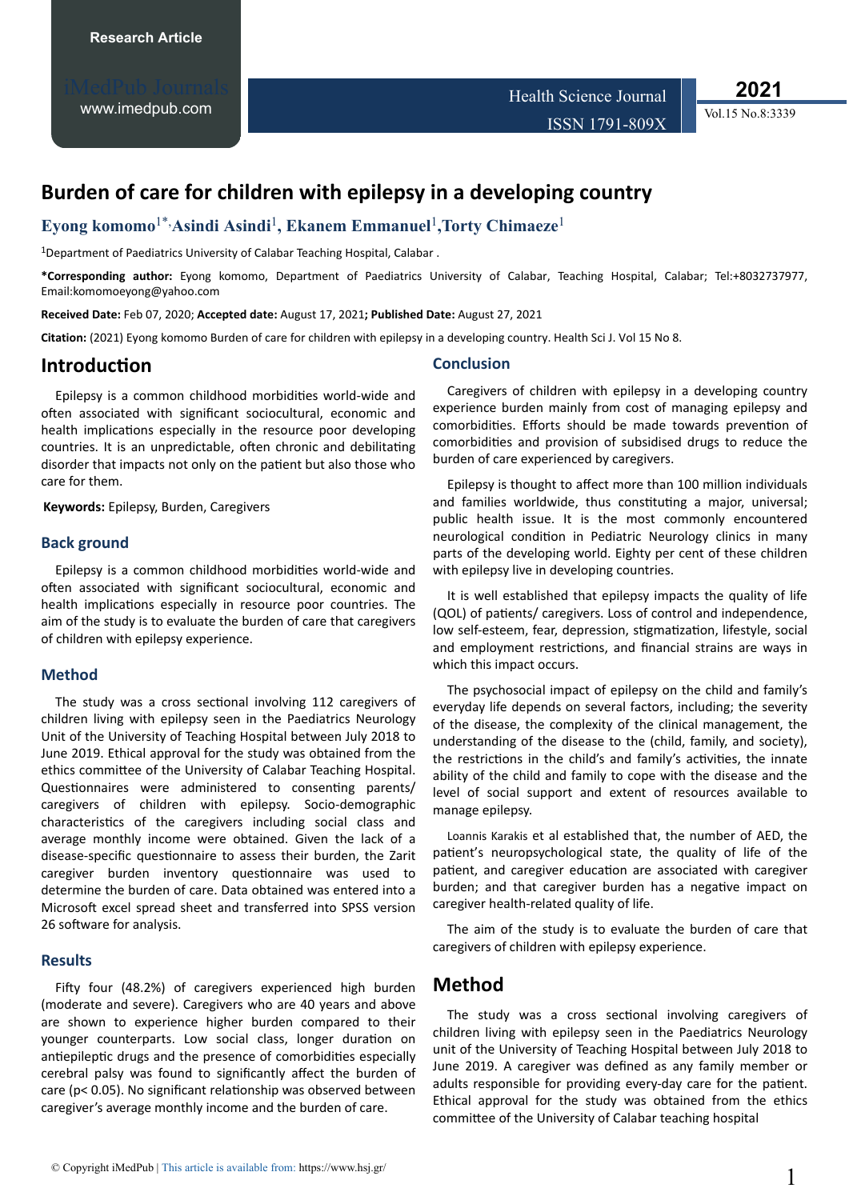Research Article

# Burden of care for children with epilepsy in a developing country

**Eyong komomo[1*], Asindi Asindi[1], Ekanem Emmanuel[1], Torty Chimaeze[1]**

[1]Department of Paediatrics University of Calabar Teaching Hospital, Calabar .

**\*Corresponding author:** Eyong komomo, Department of Paediatrics University of Calabar, Teaching Hospital, Calabar; Tel:+8032737977, Email:komomoeyong@yahoo.com

**Received Date:** Feb 07, 2020; **Accepted date:** August 17, 2021**; Published Date:** August 27, 2021

**Citation:** (2021) Eyong komomo Burden of care for children with epilepsy in a developing country. Health Sci J. Vol 15 No 8.

## Introduction

Epilepsy is a common childhood morbidities world-wide and often associated with significant sociocultural, economic and health implications especially in the resource poor developing countries. It is an unpredictable, often chronic and debilitating disorder that impacts not only on the patient but also those who care for them.

**Keywords:** Epilepsy, Burden, Caregivers

### Back ground

Epilepsy is a common childhood morbidities world-wide and often associated with significant sociocultural, economic and health implications especially in resource poor countries. The aim of the study is to evaluate the burden of care that caregivers of children with epilepsy experience.

### Method

The study was a cross sectional involving 112 caregivers of children living with epilepsy seen in the Paediatrics Neurology Unit of the University of Teaching Hospital between July 2018 to June 2019. Ethical approval for the study was obtained from the ethics committee of the University of Calabar Teaching Hospital. Questionnaires were administered to consenting parents/ caregivers of children with epilepsy. Socio-demographic characteristics of the caregivers including social class and average monthly income were obtained. Given the lack of a disease-specific questionnaire to assess their burden, the Zarit caregiver burden inventory questionnaire was used to determine the burden of care. Data obtained was entered into a Microsoft excel spread sheet and transferred into SPSS version 26 software for analysis.

### Results

Fifty four (48.2%) of caregivers experienced high burden (moderate and severe). Caregivers who are 40 years and above are shown to experience higher burden compared to their younger counterparts. Low social class, longer duration on antiepileptic drugs and the presence of comorbidities especially cerebral palsy was found to significantly affect the burden of care ($p < 0.05$). No significant relationship was observed between caregiver's average monthly income and the burden of care.

### Conclusion

Caregivers of children with epilepsy in a developing country experience burden mainly from cost of managing epilepsy and comorbidities. Efforts should be made towards prevention of comorbidities and provision of subsidised drugs to reduce the burden of care experienced by caregivers.

Epilepsy is thought to affect more than 100 million individuals and families worldwide, thus constituting a major, universal; public health issue. It is the most commonly encountered neurological condition in Pediatric Neurology clinics in many parts of the developing world. Eighty per cent of these children with epilepsy live in developing countries.

It is well established that epilepsy impacts the quality of life (QOL) of patients/ caregivers. Loss of control and independence, low self-esteem, fear, depression, stigmatization, lifestyle, social and employment restrictions, and financial strains are ways in which this impact occurs.

The psychosocial impact of epilepsy on the child and family's everyday life depends on several factors, including; the severity of the disease, the complexity of the clinical management, the understanding of the disease to the (child, family, and society), the restrictions in the child's and family's activities, the innate ability of the child and family to cope with the disease and the level of social support and extent of resources available to manage epilepsy.

Loannis Karakis et al established that, the number of AED, the patient's neuropsychological state, the quality of life of the patient, and caregiver education are associated with caregiver burden; and that caregiver burden has a negative impact on caregiver health-related quality of life.

The aim of the study is to evaluate the burden of care that caregivers of children with epilepsy experience.

## Method

The study was a cross sectional involving caregivers of children living with epilepsy seen in the Paediatrics Neurology unit of the University of Teaching Hospital between July 2018 to June 2019. A caregiver was defined as any family member or adults responsible for providing every-day care for the patient. Ethical approval for the study was obtained from the ethics committee of the University of Calabar teaching hospital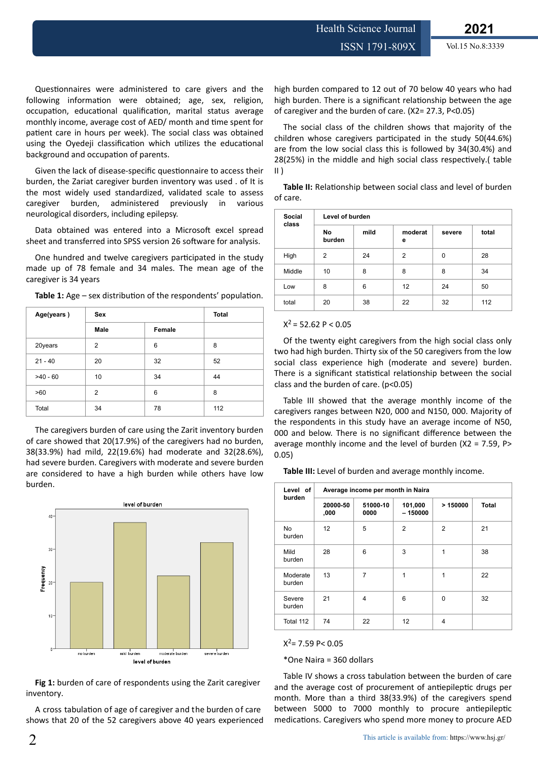Questionnaires were administered to care givers and the following information were obtained; age, sex, religion, occupation, educational qualification, marital status average monthly income, average cost of AED/ month and time spent for patient care in hours per week). The social class was obtained using the Oyedeji classification which utilizes the educational background and occupation of parents.

Given the lack of disease-specific questionnaire to access their burden, the Zariat caregiver burden inventory was used . of It is the most widely used standardized, validated scale to assess caregiver burden, administered previously in various neurological disorders, including epilepsy.

Data obtained was entered into a Microsoft excel spread sheet and transferred into SPSS version 26 software for analysis.

One hundred and twelve caregivers participated in the study made up of 78 female and 34 males. The mean age of the caregiver is 34 years

**Table 1:** Age – sex distribution of the respondents' population.

| Age(years ) | Sex | | Total |
|---|---|---|---|
| | Male | Female | |
| 20years | 2 | 6 | 8 |
| 21 - 40 | 20 | 32 | 52 |
| >40 - 60 | 10 | 34 | 44 |
| >60 | 2 | 6 | 8 |
| Total | 34 | 78 | 112 |

The caregivers burden of care using the Zarit inventory burden of care showed that 20(17.9%) of the caregivers had no burden, 38(33.9%) had mild, 22(19.6%) had moderate and 32(28.6%), had severe burden. Caregivers with moderate and severe burden are considered to have a high burden while others have low burden.

**Fig 1:** burden of care of respondents using the Zarit caregiver inventory.

A cross tabulation of age of caregiver and the burden of care shows that 20 of the 52 caregivers above 40 years experienced high burden compared to 12 out of 70 below 40 years who had high burden. There is a significant relationship between the age of caregiver and the burden of care. ($X2= 27.3$, $P<0.05$)

The social class of the children shows that majority of the children whose caregivers participated in the study 50(44.6%) are from the low social class this is followed by 34(30.4%) and 28(25%) in the middle and high social class respectively.( table II )

**Table II:** Relationship between social class and level of burden of care.

| Social class | Level of burden | | | | |
|---|---|---|---|---|---|
| | No burden | mild | moderate | severe | total |
| High | 2 | 24 | 2 | 0 | 28 |
| Middle | 10 | 8 | 8 | 8 | 34 |
| Low | 8 | 6 | 12 | 24 | 50 |
| total | 20 | 38 | 22 | 32 | 112 |

$X^2 = 52.62$ $P < 0.05$

Of the twenty eight caregivers from the high social class only two had high burden. Thirty six of the 50 caregivers from the low social class experience high (moderate and severe) burden. There is a significant statistical relationship between the social class and the burden of care. ($p<0.05$)

Table III showed that the average monthly income of the caregivers ranges between N20, 000 and N150, 000. Majority of the respondents in this study have an average income of N50, 000 and below. There is no significant difference between the average monthly income and the level of burden ($X2 = 7.59$, $P> 0.05$)

**Table III:** Level of burden and average monthly income.

| Level of burden | Average income per month in Naira | | | | |
|---|---|---|---|---|---|
| | 20000-50,000 | 51000-100000 | 101,000 – 150000 | > 150000 | Total |
| No burden | 12 | 5 | 2 | 2 | 21 |
| Mild burden | 28 | 6 | 3 | 1 | 38 |
| Moderate burden | 13 | 7 | 1 | 1 | 22 |
| Severe burden | 21 | 4 | 6 | 0 | 32 |
| Total 112 | 74 | 22 | 12 | 4 | |

$X^2= 7.59$ $P< 0.05$

*One Naira = 360 dollars

Table IV shows a cross tabulation between the burden of care and the average cost of procurement of antiepileptic drugs per month. More than a third 38(33.9%) of the caregivers spend between 5000 to 7000 monthly to procure antiepileptic medications. Caregivers who spend more money to procure AED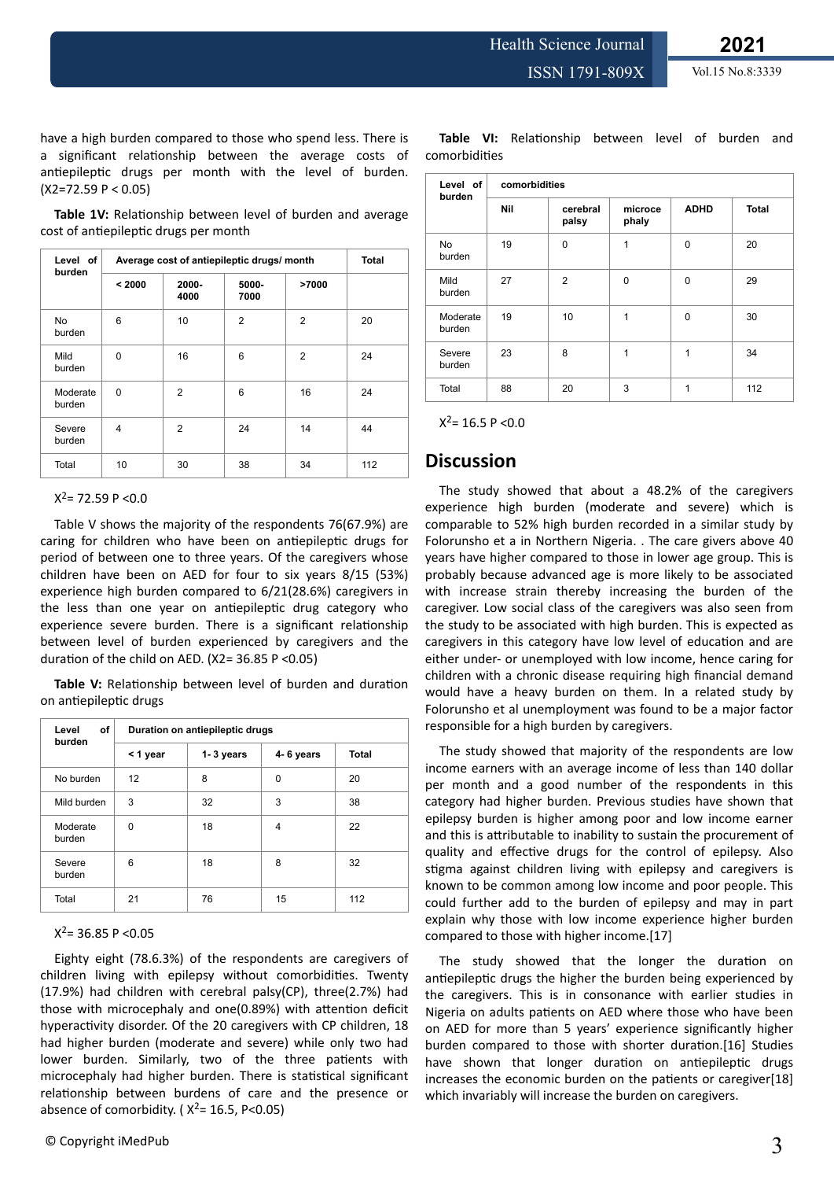have a high burden compared to those who spend less. There is a significant relationship between the average costs of antiepileptic drugs per month with the level of burden. ($X2=72.59$ $P < 0.05$)

**Table 1V:** Relationship between level of burden and average cost of antiepileptic drugs per month

| Level of burden | Average cost of antiepileptic drugs/ month | | | | Total |
|---|---|---|---|---|---|
| | < 2000 | 2000-4000 | 5000-7000 | >7000 | |
| No burden | 6 | 10 | 2 | 2 | 20 |
| Mild burden | 0 | 16 | 6 | 2 | 24 |
| Moderate burden | 0 | 2 | 6 | 16 | 24 |
| Severe burden | 4 | 2 | 24 | 14 | 44 |
| Total | 10 | 30 | 38 | 34 | 112 |

$X^2= 72.59$ $P <0.0$

Table V shows the majority of the respondents 76(67.9%) are caring for children who have been on antiepileptic drugs for period of between one to three years. Of the caregivers whose children have been on AED for four to six years 8/15 (53%) experience high burden compared to 6/21(28.6%) caregivers in the less than one year on antiepileptic drug category who experience severe burden. There is a significant relationship between level of burden experienced by caregivers and the duration of the child on AED. ($X2= 36.85$ $P <0.05$)

**Table V:** Relationship between level of burden and duration on antiepileptic drugs

| Level of burden | Duration on antiepileptic drugs | | | |
|---|---|---|---|---|
| | < 1 year | 1- 3 years | 4- 6 years | Total |
| No burden | 12 | 8 | 0 | 20 |
| Mild burden | 3 | 32 | 3 | 38 |
| Moderate burden | 0 | 18 | 4 | 22 |
| Severe burden | 6 | 18 | 8 | 32 |
| Total | 21 | 76 | 15 | 112 |

$X^2= 36.85$ $P <0.05$

Eighty eight (78.6.3%) of the respondents are caregivers of children living with epilepsy without comorbidities. Twenty (17.9%) had children with cerebral palsy(CP), three(2.7%) had those with microcephaly and one(0.89%) with attention deficit hyperactivity disorder. Of the 20 caregivers with CP children, 18 had higher burden (moderate and severe) while only two had lower burden. Similarly, two of the three patients with microcephaly had higher burden. There is statistical significant relationship between burdens of care and the presence or absence of comorbidity. ( $X^2= 16.5$, $P<0.05$)

**Table VI:** Relationship between level of burden and comorbidities

| Level of burden | comorbidities | | | | |
|---|---|---|---|---|---|
| | Nil | cerebral palsy | microce phaly | ADHD | Total |
| No burden | 19 | 0 | 1 | 0 | 20 |
| Mild burden | 27 | 2 | 0 | 0 | 29 |
| Moderate burden | 19 | 10 | 1 | 0 | 30 |
| Severe burden | 23 | 8 | 1 | 1 | 34 |
| Total | 88 | 20 | 3 | 1 | 112 |

$X^2= 16.5$ $P <0.0$

## Discussion

The study showed that about a 48.2% of the caregivers experience high burden (moderate and severe) which is comparable to 52% high burden recorded in a similar study by Folorunsho et a in Northern Nigeria. . The care givers above 40 years have higher compared to those in lower age group. This is probably because advanced age is more likely to be associated with increase strain thereby increasing the burden of the caregiver. Low social class of the caregivers was also seen from the study to be associated with high burden. This is expected as caregivers in this category have low level of education and are either under- or unemployed with low income, hence caring for children with a chronic disease requiring high financial demand would have a heavy burden on them. In a related study by Folorunsho et al unemployment was found to be a major factor responsible for a high burden by caregivers.

The study showed that majority of the respondents are low income earners with an average income of less than 140 dollar per month and a good number of the respondents in this category had higher burden. Previous studies have shown that epilepsy burden is higher among poor and low income earner and this is attributable to inability to sustain the procurement of quality and effective drugs for the control of epilepsy. Also stigma against children living with epilepsy and caregivers is known to be common among low income and poor people. This could further add to the burden of epilepsy and may in part explain why those with low income experience higher burden compared to those with higher income.[17]

The study showed that the longer the duration on antiepileptic drugs the higher the burden being experienced by the caregivers. This is in consonance with earlier studies in Nigeria on adults patients on AED where those who have been on AED for more than 5 years' experience significantly higher burden compared to those with shorter duration.[16] Studies have shown that longer duration on antiepileptic drugs increases the economic burden on the patients or caregiver[18] which invariably will increase the burden on caregivers.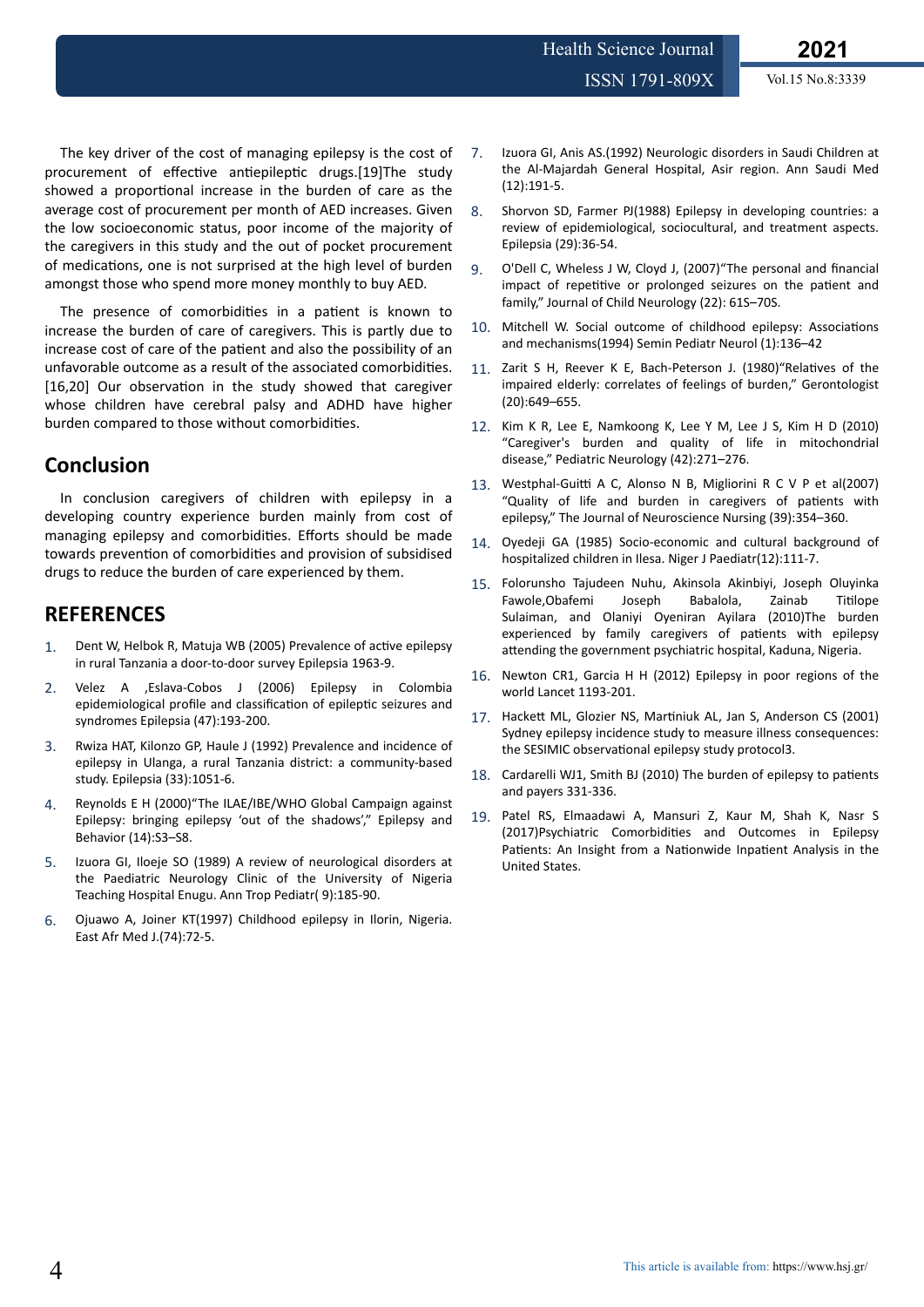The key driver of the cost of managing epilepsy is the cost of procurement of effective antiepileptic drugs.[19]The study showed a proportional increase in the burden of care as the average cost of procurement per month of AED increases. Given the low socioeconomic status, poor income of the majority of the caregivers in this study and the out of pocket procurement of medications, one is not surprised at the high level of burden amongst those who spend more money monthly to buy AED.

The presence of comorbidities in a patient is known to increase the burden of care of caregivers. This is partly due to increase cost of care of the patient and also the possibility of an unfavorable outcome as a result of the associated comorbidities.[16,20] Our observation in the study showed that caregiver whose children have cerebral palsy and ADHD have higher burden compared to those without comorbidities.

## Conclusion

In conclusion caregivers of children with epilepsy in a developing country experience burden mainly from cost of managing epilepsy and comorbidities. Efforts should be made towards prevention of comorbidities and provision of subsidised drugs to reduce the burden of care experienced by them.

## REFERENCES

1. Dent W, Helbok R, Matuja WB (2005) Prevalence of active epilepsy in rural Tanzania a door-to-door survey Epilepsia 1963-9.
2. Velez A ,Eslava-Cobos J (2006) Epilepsy in Colombia epidemiological profile and classification of epileptic seizures and syndromes Epilepsia (47):193-200.
3. Rwiza HAT, Kilonzo GP, Haule J (1992) Prevalence and incidence of epilepsy in Ulanga, a rural Tanzania district: a community-based study. Epilepsia (33):1051-6.
4. Reynolds E H (2000)"The ILAE/IBE/WHO Global Campaign against Epilepsy: bringing epilepsy 'out of the shadows'," Epilepsy and Behavior (14):S3–S8.
5. Izuora GI, Iloeje SO (1989) A review of neurological disorders at the Paediatric Neurology Clinic of the University of Nigeria Teaching Hospital Enugu. Ann Trop Pediatr( 9):185-90.
6. Ojuawo A, Joiner KT(1997) Childhood epilepsy in Ilorin, Nigeria. East Afr Med J.(74):72-5.
7. Izuora GI, Anis AS.(1992) Neurologic disorders in Saudi Children at the Al-Majardah General Hospital, Asir region. Ann Saudi Med (12):191-5.
8. Shorvon SD, Farmer PJ(1988) Epilepsy in developing countries: a review of epidemiological, sociocultural, and treatment aspects. Epilepsia (29):36-54.
9. O'Dell C, Wheless J W, Cloyd J, (2007)"The personal and financial impact of repetitive or prolonged seizures on the patient and family," Journal of Child Neurology (22): 61S–70S.
10. Mitchell W. Social outcome of childhood epilepsy: Associations and mechanisms(1994) Semin Pediatr Neurol (1):136–42
11. Zarit S H, Reever K E, Bach-Peterson J. (1980)"Relatives of the impaired elderly: correlates of feelings of burden," Gerontologist (20):649–655.
12. Kim K R, Lee E, Namkoong K, Lee Y M, Lee J S, Kim H D (2010) "Caregiver's burden and quality of life in mitochondrial disease," Pediatric Neurology (42):271–276.
13. Westphal-Guitti A C, Alonso N B, Migliorini R C V P et al(2007) "Quality of life and burden in caregivers of patients with epilepsy," The Journal of Neuroscience Nursing (39):354–360.
14. Oyedeji GA (1985) Socio-economic and cultural background of hospitalized children in Ilesa. Niger J Paediatr(12):111-7.
15. Folorunsho Tajudeen Nuhu, Akinsola Akinbiyi, Joseph Oluyinka Fawole,Obafemi Joseph Babalola, Zainab Titilope Sulaiman, and Olaniyi Oyeniran Ayilara (2010)The burden experienced by family caregivers of patients with epilepsy attending the government psychiatric hospital, Kaduna, Nigeria.
16. Newton CR1, Garcia H H (2012) Epilepsy in poor regions of the world Lancet 1193-201.
17. Hackett ML, Glozier NS, Martiniuk AL, Jan S, Anderson CS (2001) Sydney epilepsy incidence study to measure illness consequences: the SESIMIC observational epilepsy study protocol3.
18. Cardarelli WJ1, Smith BJ (2010) The burden of epilepsy to patients and payers 331-336.
19. Patel RS, Elmaadawi A, Mansuri Z, Kaur M, Shah K, Nasr S (2017)Psychiatric Comorbidities and Outcomes in Epilepsy Patients: An Insight from a Nationwide Inpatient Analysis in the United States.